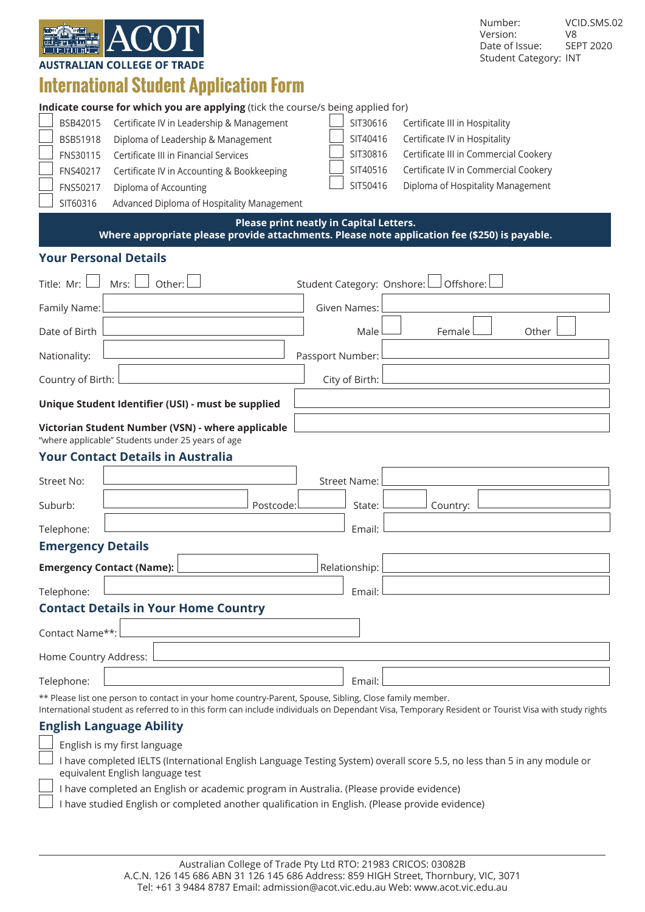ACOT
AUSTRALIAN COLLEGE OF TRADE

| | |
|---|---|
| Number: | VCID.SMS.02 |
| Version: | V8 |
| Date of Issue: | SEPT 2020 |
| Student Category: | INT |

# International Student Application Form

**Indicate course for which you are applying** (tick the course/s being applied for)

- ☐ BSB42015 Certificate IV in Leadership & Management
- ☐ BSB51918 Diploma of Leadership & Management
- ☐ FNS30115 Certificate III in Financial Services
- ☐ FNS40217 Certificate IV in Accounting & Bookkeeping
- ☐ FNS50217 Diploma of Accounting
- ☐ SIT60316 Advanced Diploma of Hospitality Management
- ☐ SIT30616 Certificate III in Hospitality
- ☐ SIT40416 Certificate IV in Hospitality
- ☐ SIT30816 Certificate III in Commercial Cookery
- ☐ SIT40516 Certificate IV in Commercial Cookery
- ☐ SIT50416 Diploma of Hospitality Management

**Please print neatly in Capital Letters.**
**Where appropriate please provide attachments. Please note application fee ($250) is payable.**

## Your Personal Details

Title: Mr: ☐ Mrs: ☐ Other: ☐ Student Category: Onshore: ☐ Offshore: ☐

Family Name: ______ Given Names: ______

Date of Birth ______ Male ☐ Female ☐ Other ☐

Nationality: ______ Passport Number: ______

Country of Birth: ______ City of Birth: ______

**Unique Student Identifier (USI) - must be supplied** ______

**Victorian Student Number (VSN) - where applicable** ______
"where applicable" Students under 25 years of age

## Your Contact Details in Australia

Street No: ______ Street Name: ______

Suburb: ______ Postcode: ______ State: ______ Country: ______

Telephone: ______ Email: ______

## Emergency Details

**Emergency Contact (Name):** ______ Relationship: ______

Telephone: ______ Email: ______

## Contact Details in Your Home Country

Contact Name**: ______

Home Country Address: ______

Telephone: ______ Email: ______

** Please list one person to contact in your home country-Parent, Spouse, Sibling, Close family member.
International student as referred to in this form can include individuals on Dependant Visa, Temporary Resident or Tourist Visa with study rights

## English Language Ability

- ☐ English is my first language
- ☐ I have completed IELTS (International English Language Testing System) overall score 5.5, no less than 5 in any module or equivalent English language test
- ☐ I have completed an English or academic program in Australia. (Please provide evidence)
- ☐ I have studied English or completed another qualification in English. (Please provide evidence)

Australian College of Trade Pty Ltd RTO: 21983 CRICOS: 03082B
A.C.N. 126 145 686 ABN 31 126 145 686 Address: 859 HIGH Street, Thornbury, VIC, 3071
Tel: +61 3 9484 8787 Email: admission@acot.vic.edu.au Web: www.acot.vic.edu.au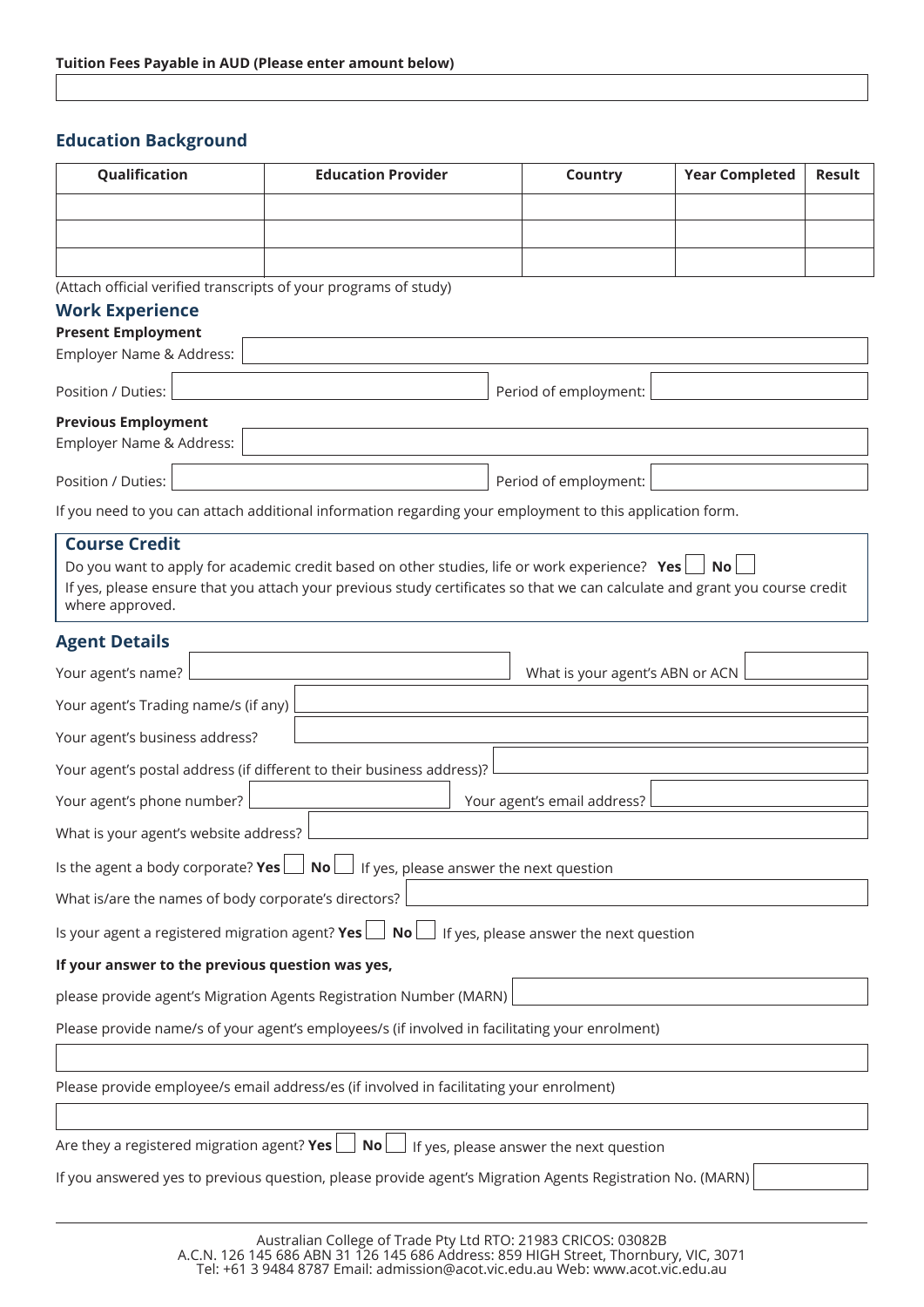**Tuition Fees Payable in AUD (Please enter amount below)**

## Education Background

| Qualification | Education Provider | Country | Year Completed | Result |
|---|---|---|---|---|
| | | | | |
| | | | | |
| | | | | |

(Attach official verified transcripts of your programs of study)

## Work Experience

**Present Employment**

Employer Name & Address:

Position / Duties: Period of employment:

**Previous Employment**

Employer Name & Address:

Position / Duties: Period of employment:

If you need to you can attach additional information regarding your employment to this application form.

## Course Credit

Do you want to apply for academic credit based on other studies, life or work experience? **Yes** ☐ **No** ☐

If yes, please ensure that you attach your previous study certificates so that we can calculate and grant you course credit where approved.

## Agent Details

Your agent's name? What is your agent's ABN or ACN

Your agent's Trading name/s (if any)

Your agent's business address?

Your agent's postal address (if different to their business address)?

Your agent's phone number? Your agent's email address?

What is your agent's website address?

Is the agent a body corporate? **Yes** ☐ **No** ☐ If yes, please answer the next question

What is/are the names of body corporate's directors?

Is your agent a registered migration agent? **Yes** ☐ **No** ☐ If yes, please answer the next question

**If your answer to the previous question was yes,**

please provide agent's Migration Agents Registration Number (MARN)

Please provide name/s of your agent's employees/s (if involved in facilitating your enrolment)

Please provide employee/s email address/es (if involved in facilitating your enrolment)

Are they a registered migration agent? **Yes** ☐ **No** ☐ If yes, please answer the next question

If you answered yes to previous question, please provide agent's Migration Agents Registration No. (MARN)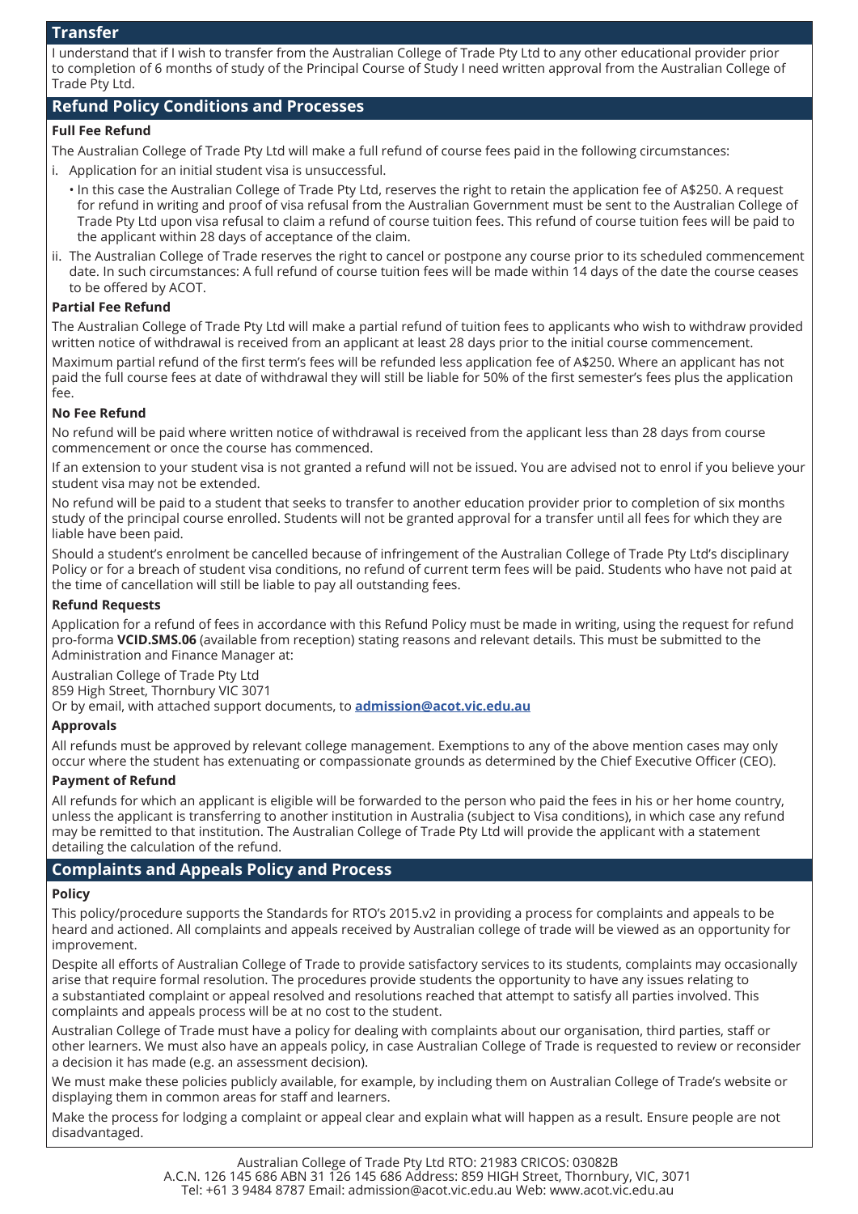## Transfer

I understand that if I wish to transfer from the Australian College of Trade Pty Ltd to any other educational provider prior to completion of 6 months of study of the Principal Course of Study I need written approval from the Australian College of Trade Pty Ltd.

## Refund Policy Conditions and Processes

### Full Fee Refund

The Australian College of Trade Pty Ltd will make a full refund of course fees paid in the following circumstances:

i. Application for an initial student visa is unsuccessful.
   - In this case the Australian College of Trade Pty Ltd, reserves the right to retain the application fee of A$250. A request for refund in writing and proof of visa refusal from the Australian Government must be sent to the Australian College of Trade Pty Ltd upon visa refusal to claim a refund of course tuition fees. This refund of course tuition fees will be paid to the applicant within 28 days of acceptance of the claim.

ii. The Australian College of Trade reserves the right to cancel or postpone any course prior to its scheduled commencement date. In such circumstances: A full refund of course tuition fees will be made within 14 days of the date the course ceases to be offered by ACOT.

### Partial Fee Refund

The Australian College of Trade Pty Ltd will make a partial refund of tuition fees to applicants who wish to withdraw provided written notice of withdrawal is received from an applicant at least 28 days prior to the initial course commencement.

Maximum partial refund of the first term's fees will be refunded less application fee of A$250. Where an applicant has not paid the full course fees at date of withdrawal they will still be liable for 50% of the first semester's fees plus the application fee.

### No Fee Refund

No refund will be paid where written notice of withdrawal is received from the applicant less than 28 days from course commencement or once the course has commenced.

If an extension to your student visa is not granted a refund will not be issued. You are advised not to enrol if you believe your student visa may not be extended.

No refund will be paid to a student that seeks to transfer to another education provider prior to completion of six months study of the principal course enrolled. Students will not be granted approval for a transfer until all fees for which they are liable have been paid.

Should a student's enrolment be cancelled because of infringement of the Australian College of Trade Pty Ltd's disciplinary Policy or for a breach of student visa conditions, no refund of current term fees will be paid. Students who have not paid at the time of cancellation will still be liable to pay all outstanding fees.

### Refund Requests

Application for a refund of fees in accordance with this Refund Policy must be made in writing, using the request for refund pro-forma **VCID.SMS.06** (available from reception) stating reasons and relevant details. This must be submitted to the Administration and Finance Manager at:

Australian College of Trade Pty Ltd
859 High Street, Thornbury VIC 3071
Or by email, with attached support documents, to **admission@acot.vic.edu.au**

### Approvals

All refunds must be approved by relevant college management. Exemptions to any of the above mention cases may only occur where the student has extenuating or compassionate grounds as determined by the Chief Executive Officer (CEO).

### Payment of Refund

All refunds for which an applicant is eligible will be forwarded to the person who paid the fees in his or her home country, unless the applicant is transferring to another institution in Australia (subject to Visa conditions), in which case any refund may be remitted to that institution. The Australian College of Trade Pty Ltd will provide the applicant with a statement detailing the calculation of the refund.

## Complaints and Appeals Policy and Process

### Policy

This policy/procedure supports the Standards for RTO's 2015.v2 in providing a process for complaints and appeals to be heard and actioned. All complaints and appeals received by Australian college of trade will be viewed as an opportunity for improvement.

Despite all efforts of Australian College of Trade to provide satisfactory services to its students, complaints may occasionally arise that require formal resolution. The procedures provide students the opportunity to have any issues relating to a substantiated complaint or appeal resolved and resolutions reached that attempt to satisfy all parties involved. This complaints and appeals process will be at no cost to the student.

Australian College of Trade must have a policy for dealing with complaints about our organisation, third parties, staff or other learners. We must also have an appeals policy, in case Australian College of Trade is requested to review or reconsider a decision it has made (e.g. an assessment decision).

We must make these policies publicly available, for example, by including them on Australian College of Trade's website or displaying them in common areas for staff and learners.

Make the process for lodging a complaint or appeal clear and explain what will happen as a result. Ensure people are not disadvantaged.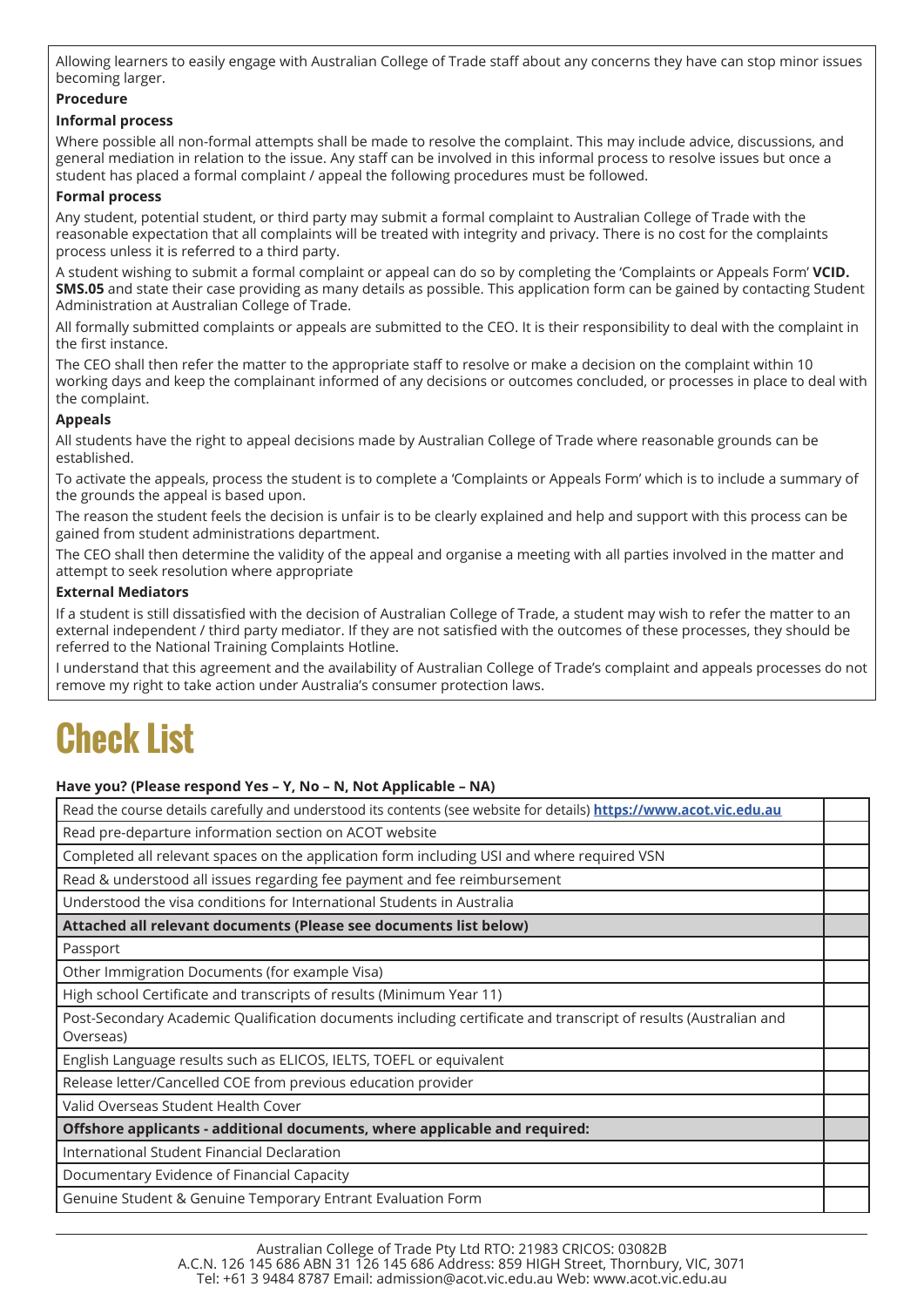Allowing learners to easily engage with Australian College of Trade staff about any concerns they have can stop minor issues becoming larger.

**Procedure**

**Informal process**

Where possible all non-formal attempts shall be made to resolve the complaint. This may include advice, discussions, and general mediation in relation to the issue. Any staff can be involved in this informal process to resolve issues but once a student has placed a formal complaint / appeal the following procedures must be followed.

**Formal process**

Any student, potential student, or third party may submit a formal complaint to Australian College of Trade with the reasonable expectation that all complaints will be treated with integrity and privacy. There is no cost for the complaints process unless it is referred to a third party.

A student wishing to submit a formal complaint or appeal can do so by completing the 'Complaints or Appeals Form' **VCID. SMS.05** and state their case providing as many details as possible. This application form can be gained by contacting Student Administration at Australian College of Trade.

All formally submitted complaints or appeals are submitted to the CEO. It is their responsibility to deal with the complaint in the first instance.

The CEO shall then refer the matter to the appropriate staff to resolve or make a decision on the complaint within 10 working days and keep the complainant informed of any decisions or outcomes concluded, or processes in place to deal with the complaint.

**Appeals**

All students have the right to appeal decisions made by Australian College of Trade where reasonable grounds can be established.

To activate the appeals, process the student is to complete a 'Complaints or Appeals Form' which is to include a summary of the grounds the appeal is based upon.

The reason the student feels the decision is unfair is to be clearly explained and help and support with this process can be gained from student administrations department.

The CEO shall then determine the validity of the appeal and organise a meeting with all parties involved in the matter and attempt to seek resolution where appropriate

**External Mediators**

If a student is still dissatisfied with the decision of Australian College of Trade, a student may wish to refer the matter to an external independent / third party mediator. If they are not satisfied with the outcomes of these processes, they should be referred to the National Training Complaints Hotline.

I understand that this agreement and the availability of Australian College of Trade's complaint and appeals processes do not remove my right to take action under Australia's consumer protection laws.

# Check List

**Have you? (Please respond Yes – Y, No – N, Not Applicable – NA)**

| Item | Response |
|---|---|
| Read the course details carefully and understood its contents (see website for details) **https://www.acot.vic.edu.au** | |
| Read pre-departure information section on ACOT website | |
| Completed all relevant spaces on the application form including USI and where required VSN | |
| Read & understood all issues regarding fee payment and fee reimbursement | |
| Understood the visa conditions for International Students in Australia | |
| **Attached all relevant documents (Please see documents list below)** | |
| Passport | |
| Other Immigration Documents (for example Visa) | |
| High school Certificate and transcripts of results (Minimum Year 11) | |
| Post-Secondary Academic Qualification documents including certificate and transcript of results (Australian and Overseas) | |
| English Language results such as ELICOS, IELTS, TOEFL or equivalent | |
| Release letter/Cancelled COE from previous education provider | |
| Valid Overseas Student Health Cover | |
| **Offshore applicants - additional documents, where applicable and required:** | |
| International Student Financial Declaration | |
| Documentary Evidence of Financial Capacity | |
| Genuine Student & Genuine Temporary Entrant Evaluation Form | |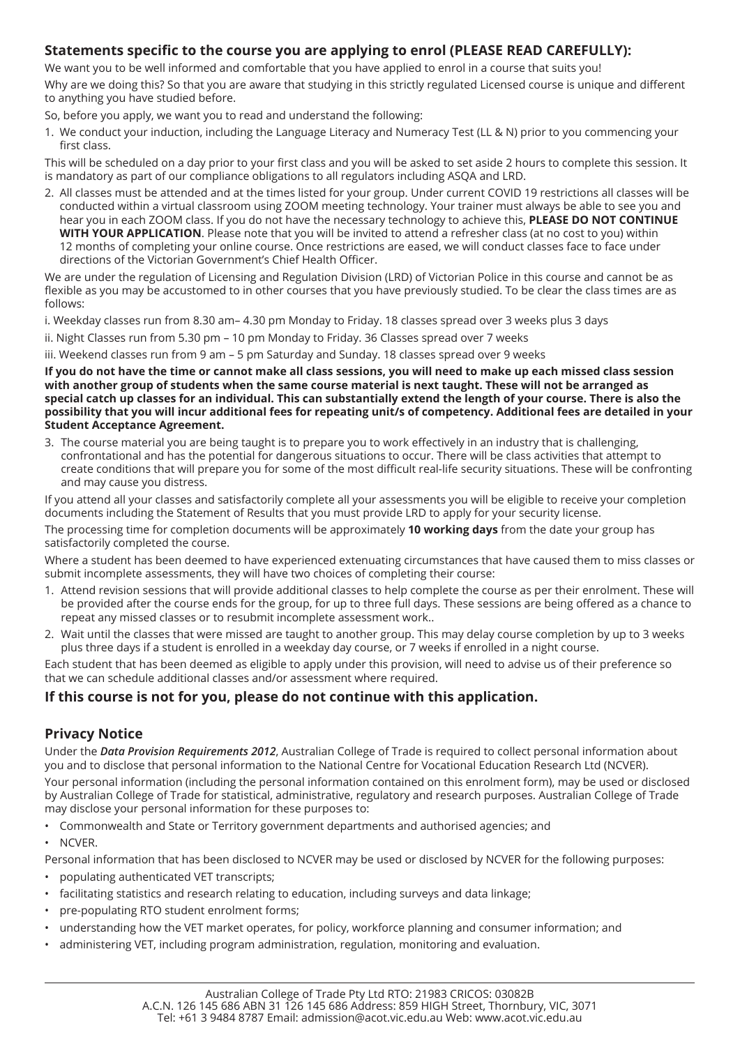## Statements specific to the course you are applying to enrol (PLEASE READ CAREFULLY):

We want you to be well informed and comfortable that you have applied to enrol in a course that suits you!

Why are we doing this? So that you are aware that studying in this strictly regulated Licensed course is unique and different to anything you have studied before.

So, before you apply, we want you to read and understand the following:

1. We conduct your induction, including the Language Literacy and Numeracy Test (LL & N) prior to you commencing your first class.

This will be scheduled on a day prior to your first class and you will be asked to set aside 2 hours to complete this session. It is mandatory as part of our compliance obligations to all regulators including ASQA and LRD.

2. All classes must be attended and at the times listed for your group. Under current COVID 19 restrictions all classes will be conducted within a virtual classroom using ZOOM meeting technology. Your trainer must always be able to see you and hear you in each ZOOM class. If you do not have the necessary technology to achieve this, **PLEASE DO NOT CONTINUE WITH YOUR APPLICATION**. Please note that you will be invited to attend a refresher class (at no cost to you) within 12 months of completing your online course. Once restrictions are eased, we will conduct classes face to face under directions of the Victorian Government's Chief Health Officer.

We are under the regulation of Licensing and Regulation Division (LRD) of Victorian Police in this course and cannot be as flexible as you may be accustomed to in other courses that you have previously studied. To be clear the class times are as follows:

i. Weekday classes run from 8.30 am– 4.30 pm Monday to Friday. 18 classes spread over 3 weeks plus 3 days

ii. Night Classes run from 5.30 pm – 10 pm Monday to Friday. 36 Classes spread over 7 weeks

iii. Weekend classes run from 9 am – 5 pm Saturday and Sunday. 18 classes spread over 9 weeks

**If you do not have the time or cannot make all class sessions, you will need to make up each missed class session with another group of students when the same course material is next taught. These will not be arranged as special catch up classes for an individual. This can substantially extend the length of your course. There is also the possibility that you will incur additional fees for repeating unit/s of competency. Additional fees are detailed in your Student Acceptance Agreement.**

3. The course material you are being taught is to prepare you to work effectively in an industry that is challenging, confrontational and has the potential for dangerous situations to occur. There will be class activities that attempt to create conditions that will prepare you for some of the most difficult real-life security situations. These will be confronting and may cause you distress.

If you attend all your classes and satisfactorily complete all your assessments you will be eligible to receive your completion documents including the Statement of Results that you must provide LRD to apply for your security license.

The processing time for completion documents will be approximately **10 working days** from the date your group has satisfactorily completed the course.

Where a student has been deemed to have experienced extenuating circumstances that have caused them to miss classes or submit incomplete assessments, they will have two choices of completing their course:

1. Attend revision sessions that will provide additional classes to help complete the course as per their enrolment. These will be provided after the course ends for the group, for up to three full days. These sessions are being offered as a chance to repeat any missed classes or to resubmit incomplete assessment work..
2. Wait until the classes that were missed are taught to another group. This may delay course completion by up to 3 weeks plus three days if a student is enrolled in a weekday day course, or 7 weeks if enrolled in a night course.

Each student that has been deemed as eligible to apply under this provision, will need to advise us of their preference so that we can schedule additional classes and/or assessment where required.

### If this course is not for you, please do not continue with this application.

## Privacy Notice

Under the ***Data Provision Requirements 2012***, Australian College of Trade is required to collect personal information about you and to disclose that personal information to the National Centre for Vocational Education Research Ltd (NCVER).

Your personal information (including the personal information contained on this enrolment form), may be used or disclosed by Australian College of Trade for statistical, administrative, regulatory and research purposes. Australian College of Trade may disclose your personal information for these purposes to:

- Commonwealth and State or Territory government departments and authorised agencies; and
- NCVER.

Personal information that has been disclosed to NCVER may be used or disclosed by NCVER for the following purposes:

- populating authenticated VET transcripts;
- facilitating statistics and research relating to education, including surveys and data linkage;
- pre-populating RTO student enrolment forms;
- understanding how the VET market operates, for policy, workforce planning and consumer information; and
- administering VET, including program administration, regulation, monitoring and evaluation.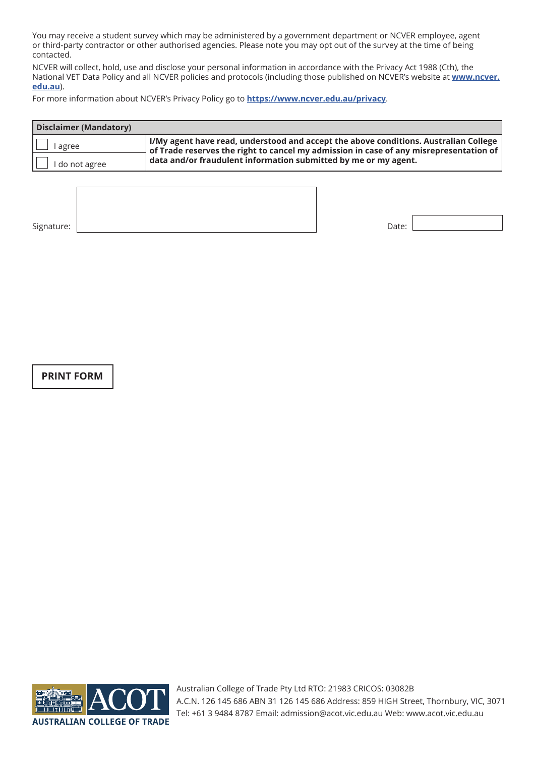You may receive a student survey which may be administered by a government department or NCVER employee, agent or third-party contractor or other authorised agencies. Please note you may opt out of the survey at the time of being contacted.

NCVER will collect, hold, use and disclose your personal information in accordance with the Privacy Act 1988 (Cth), the National VET Data Policy and all NCVER policies and protocols (including those published on NCVER's website at **www.ncver.edu.au**).

For more information about NCVER's Privacy Policy go to **https://www.ncver.edu.au/privacy**.

| **Disclaimer (Mandatory)** | |
|---|---|
| ☐ I agree | **I/My agent have read, understood and accept the above conditions. Australian College of Trade reserves the right to cancel my admission in case of any misrepresentation of data and/or fraudulent information submitted by me or my agent.** |
| ☐ I do not agree | |

Signature: ____________________ Date: __________

**PRINT FORM**

AUSTRALIAN COLLEGE OF TRADE

Australian College of Trade Pty Ltd RTO: 21983 CRICOS: 03082B
A.C.N. 126 145 686 ABN 31 126 145 686 Address: 859 HIGH Street, Thornbury, VIC, 3071
Tel: +61 3 9484 8787 Email: admission@acot.vic.edu.au Web: www.acot.vic.edu.au